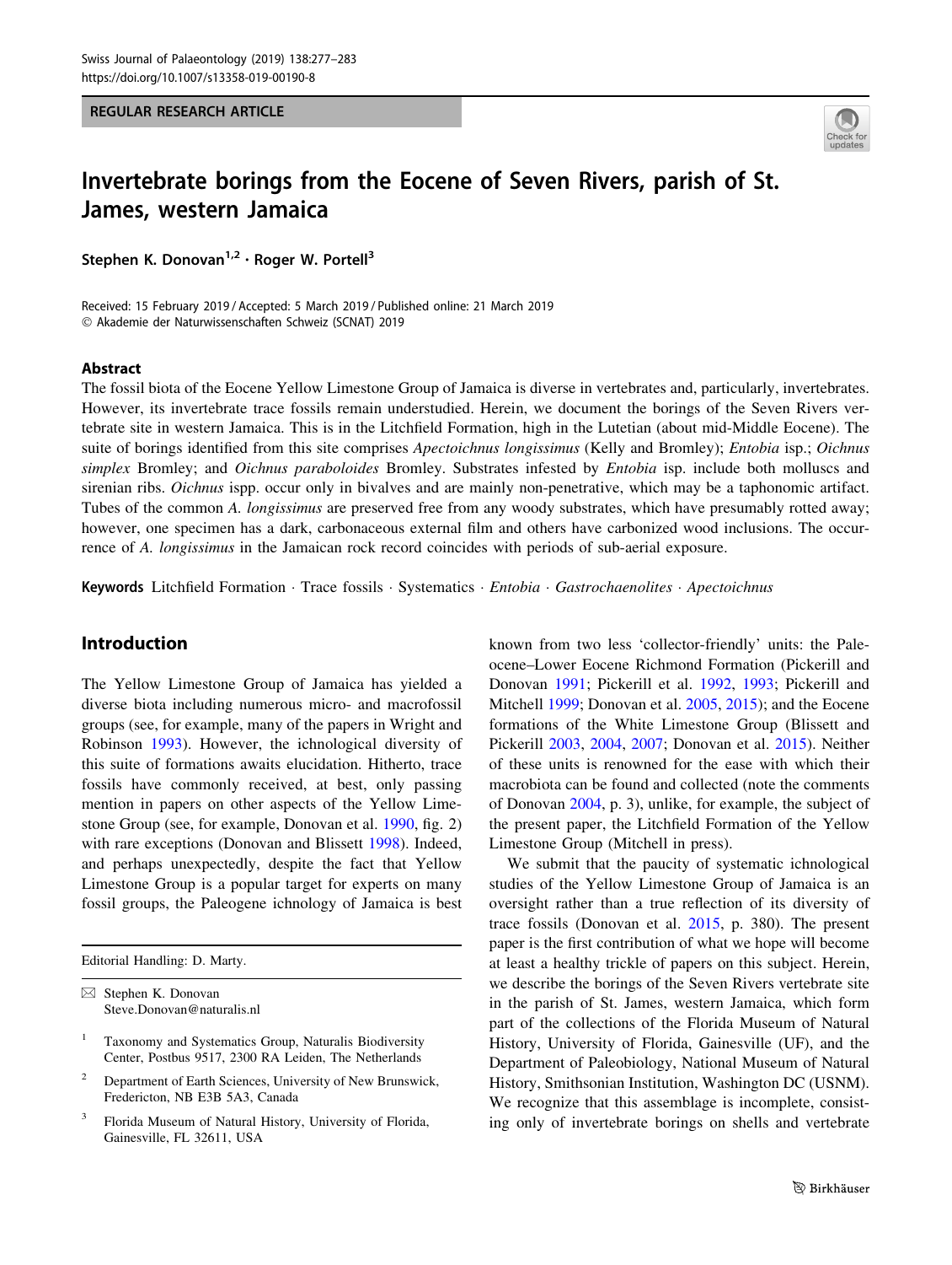REGULAR RESEARCH ARTICLE

# Invertebrate borings from the Eocene of Seven Rivers, parish of St. James, western Jamaica

**Stephen K. Donovan[1,2] · Roger W. Portell[3]**

Received: 15 February 2019 / Accepted: 5 March 2019 / Published online: 21 March 2019
© Akademie der Naturwissenschaften Schweiz (SCNAT) 2019

## Abstract

The fossil biota of the Eocene Yellow Limestone Group of Jamaica is diverse in vertebrates and, particularly, invertebrates. However, its invertebrate trace fossils remain understudied. Herein, we document the borings of the Seven Rivers vertebrate site in western Jamaica. This is in the Litchfield Formation, high in the Lutetian (about mid-Middle Eocene). The suite of borings identified from this site comprises *Apectoichnus longissimus* (Kelly and Bromley); *Entobia* isp.; *Oichnus simplex* Bromley; and *Oichnus paraboloides* Bromley. Substrates infested by *Entobia* isp. include both molluscs and sirenian ribs. *Oichnus* ispp. occur only in bivalves and are mainly non-penetrative, which may be a taphonomic artifact. Tubes of the common *A. longissimus* are preserved free from any woody substrates, which have presumably rotted away; however, one specimen has a dark, carbonaceous external film and others have carbonized wood inclusions. The occurrence of *A. longissimus* in the Jamaican rock record coincides with periods of sub-aerial exposure.

**Keywords** Litchfield Formation · Trace fossils · Systematics · *Entobia* · *Gastrochaenolites* · *Apectoichnus*

## Introduction

The Yellow Limestone Group of Jamaica has yielded a diverse biota including numerous micro- and macrofossil groups (see, for example, many of the papers in Wright and Robinson 1993). However, the ichnological diversity of this suite of formations awaits elucidation. Hitherto, trace fossils have commonly received, at best, only passing mention in papers on other aspects of the Yellow Limestone Group (see, for example, Donovan et al. 1990, fig. 2) with rare exceptions (Donovan and Blissett 1998). Indeed, and perhaps unexpectedly, despite the fact that Yellow Limestone Group is a popular target for experts on many fossil groups, the Paleogene ichnology of Jamaica is best known from two less 'collector-friendly' units: the Paleocene–Lower Eocene Richmond Formation (Pickerill and Donovan 1991; Pickerill et al. 1992, 1993; Pickerill and Mitchell 1999; Donovan et al. 2005, 2015); and the Eocene formations of the White Limestone Group (Blissett and Pickerill 2003, 2004, 2007; Donovan et al. 2015). Neither of these units is renowned for the ease with which their macrobiota can be found and collected (note the comments of Donovan 2004, p. 3), unlike, for example, the subject of the present paper, the Litchfield Formation of the Yellow Limestone Group (Mitchell in press).

We submit that the paucity of systematic ichnological studies of the Yellow Limestone Group of Jamaica is an oversight rather than a true reflection of its diversity of trace fossils (Donovan et al. 2015, p. 380). The present paper is the first contribution of what we hope will become at least a healthy trickle of papers on this subject. Herein, we describe the borings of the Seven Rivers vertebrate site in the parish of St. James, western Jamaica, which form part of the collections of the Florida Museum of Natural History, University of Florida, Gainesville (UF), and the Department of Paleobiology, National Museum of Natural History, Smithsonian Institution, Washington DC (USNM). We recognize that this assemblage is incomplete, consisting only of invertebrate borings on shells and vertebrate

---

Editorial Handling: D. Marty.

✉ Stephen K. Donovan
Steve.Donovan@naturalis.nl

[1] Taxonomy and Systematics Group, Naturalis Biodiversity Center, Postbus 9517, 2300 RA Leiden, The Netherlands

[2] Department of Earth Sciences, University of New Brunswick, Fredericton, NB E3B 5A3, Canada

[3] Florida Museum of Natural History, University of Florida, Gainesville, FL 32611, USA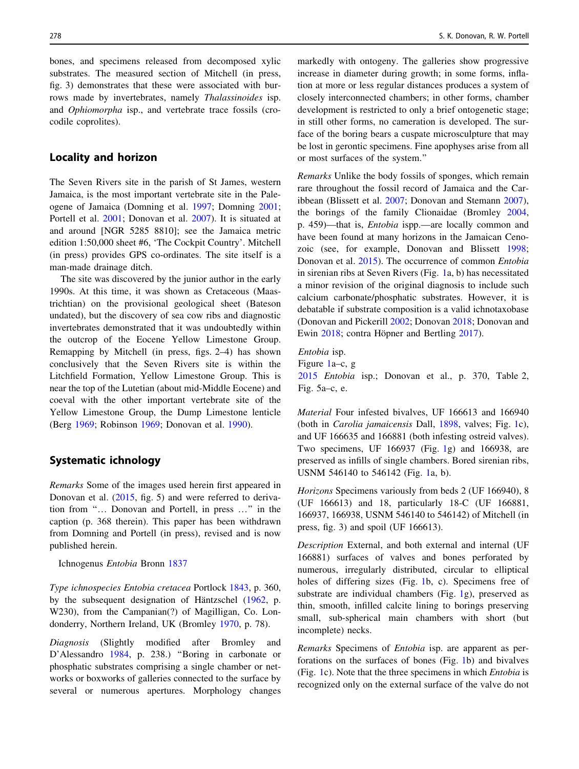bones, and specimens released from decomposed xylic substrates. The measured section of Mitchell (in press, fig. 3) demonstrates that these were associated with burrows made by invertebrates, namely *Thalassinoides* isp. and *Ophiomorpha* isp., and vertebrate trace fossils (crocodile coprolites).

## Locality and horizon

The Seven Rivers site in the parish of St James, western Jamaica, is the most important vertebrate site in the Paleogene of Jamaica (Domning et al. 1997; Domning 2001; Portell et al. 2001; Donovan et al. 2007). It is situated at and around [NGR 5285 8810]; see the Jamaica metric edition 1:50,000 sheet #6, 'The Cockpit Country'. Mitchell (in press) provides GPS co-ordinates. The site itself is a man-made drainage ditch.

The site was discovered by the junior author in the early 1990s. At this time, it was shown as Cretaceous (Maastrichtian) on the provisional geological sheet (Bateson undated), but the discovery of sea cow ribs and diagnostic invertebrates demonstrated that it was undoubtedly within the outcrop of the Eocene Yellow Limestone Group. Remapping by Mitchell (in press, figs. 2–4) has shown conclusively that the Seven Rivers site is within the Litchfield Formation, Yellow Limestone Group. This is near the top of the Lutetian (about mid-Middle Eocene) and coeval with the other important vertebrate site of the Yellow Limestone Group, the Dump Limestone lenticle (Berg 1969; Robinson 1969; Donovan et al. 1990).

## Systematic ichnology

*Remarks* Some of the images used herein first appeared in Donovan et al. (2015, fig. 5) and were referred to derivation from "… Donovan and Portell, in press …" in the caption (p. 368 therein). This paper has been withdrawn from Domning and Portell (in press), revised and is now published herein.

Ichnogenus *Entobia* Bronn 1837

*Type ichnospecies Entobia cretacea* Portlock 1843, p. 360, by the subsequent designation of Häntzschel (1962, p. W230), from the Campanian(?) of Magilligan, Co. Londonderry, Northern Ireland, UK (Bromley 1970, p. 78).

*Diagnosis* (Slightly modified after Bromley and D'Alessandro 1984, p. 238.) "Boring in carbonate or phosphatic substrates comprising a single chamber or networks or boxworks of galleries connected to the surface by several or numerous apertures. Morphology changes markedly with ontogeny. The galleries show progressive increase in diameter during growth; in some forms, inflation at more or less regular distances produces a system of closely interconnected chambers; in other forms, chamber development is restricted to only a brief ontogenetic stage; in still other forms, no cameration is developed. The surface of the boring bears a cuspate microsculpture that may be lost in gerontic specimens. Fine apophyses arise from all or most surfaces of the system."

*Remarks* Unlike the body fossils of sponges, which remain rare throughout the fossil record of Jamaica and the Caribbean (Blissett et al. 2007; Donovan and Stemann 2007), the borings of the family Clionaidae (Bromley 2004, p. 459)—that is, *Entobia* ispp.—are locally common and have been found at many horizons in the Jamaican Cenozoic (see, for example, Donovan and Blissett 1998; Donovan et al. 2015). The occurrence of common *Entobia* in sirenian ribs at Seven Rivers (Fig. 1a, b) has necessitated a minor revision of the original diagnosis to include such calcium carbonate/phosphatic substrates. However, it is debatable if substrate composition is a valid ichnotaxobase (Donovan and Pickerill 2002; Donovan 2018; Donovan and Ewin 2018; contra Höpner and Bertling 2017).

*Entobia* isp.
Figure 1a–c, g
2015 *Entobia* isp.; Donovan et al., p. 370, Table 2, Fig. 5a–c, e.

*Material* Four infested bivalves, UF 166613 and 166940 (both in *Carolia jamaicensis* Dall, 1898, valves; Fig. 1c), and UF 166635 and 166881 (both infesting ostreid valves). Two specimens, UF 166937 (Fig. 1g) and 166938, are preserved as infills of single chambers. Bored sirenian ribs, USNM 546140 to 546142 (Fig. 1a, b).

*Horizons* Specimens variously from beds 2 (UF 166940), 8 (UF 166613) and 18, particularly 18-C (UF 166881, 166937, 166938, USNM 546140 to 546142) of Mitchell (in press, fig. 3) and spoil (UF 166613).

*Description* External, and both external and internal (UF 166881) surfaces of valves and bones perforated by numerous, irregularly distributed, circular to elliptical holes of differing sizes (Fig. 1b, c). Specimens free of substrate are individual chambers (Fig. 1g), preserved as thin, smooth, infilled calcite lining to borings preserving small, sub-spherical main chambers with short (but incomplete) necks.

*Remarks* Specimens of *Entobia* isp. are apparent as perforations on the surfaces of bones (Fig. 1b) and bivalves (Fig. 1c). Note that the three specimens in which *Entobia* is recognized only on the external surface of the valve do not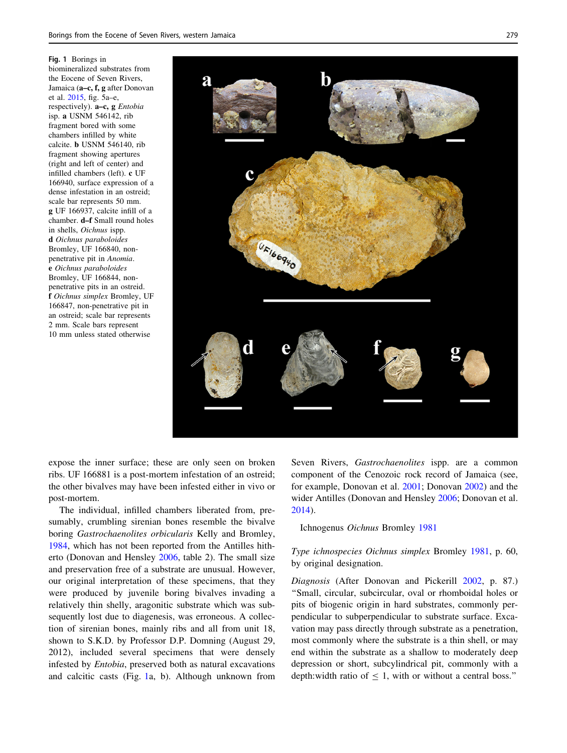Fig. 1 Borings in biomineralized substrates from the Eocene of Seven Rivers, Jamaica (**a–c, f, g** after Donovan et al. 2015, fig. 5a–e, respectively). **a–c, g** *Entobia* isp. **a** USNM 546142, rib fragment bored with some chambers infilled by white calcite. **b** USNM 546140, rib fragment showing apertures (right and left of center) and infilled chambers (left). **c** UF 166940, surface expression of a dense infestation in an ostreid; scale bar represents 50 mm. **g** UF 166937, calcite infill of a chamber. **d–f** Small round holes in shells, *Oichnus* ispp. **d** *Oichnus paraboloides* Bromley, UF 166840, non-penetrative pit in *Anomia*. **e** *Oichnus paraboloides* Bromley, UF 166844, non-penetrative pits in an ostreid. **f** *Oichnus simplex* Bromley, UF 166847, non-penetrative pit in an ostreid; scale bar represents 2 mm. Scale bars represent 10 mm unless stated otherwise

expose the inner surface; these are only seen on broken ribs. UF 166881 is a post-mortem infestation of an ostreid; the other bivalves may have been infested either in vivo or post-mortem.

The individual, infilled chambers liberated from, presumably, crumbling sirenian bones resemble the bivalve boring *Gastrochaenolites orbicularis* Kelly and Bromley, 1984, which has not been reported from the Antilles hitherto (Donovan and Hensley 2006, table 2). The small size and preservation free of a substrate are unusual. However, our original interpretation of these specimens, that they were produced by juvenile boring bivalves invading a relatively thin shelly, aragonitic substrate which was subsequently lost due to diagenesis, was erroneous. A collection of sirenian bones, mainly ribs and all from unit 18, shown to S.K.D. by Professor D.P. Domning (August 29, 2012), included several specimens that were densely infested by *Entobia*, preserved both as natural excavations and calcitic casts (Fig. 1a, b). Although unknown from Seven Rivers, *Gastrochaenolites* ispp. are a common component of the Cenozoic rock record of Jamaica (see, for example, Donovan et al. 2001; Donovan 2002) and the wider Antilles (Donovan and Hensley 2006; Donovan et al. 2014).

Ichnogenus *Oichnus* Bromley 1981

*Type ichnospecies Oichnus simplex* Bromley 1981, p. 60, by original designation.

*Diagnosis* (After Donovan and Pickerill 2002, p. 87.) "Small, circular, subcircular, oval or rhomboidal holes or pits of biogenic origin in hard substrates, commonly perpendicular to subperpendicular to substrate surface. Excavation may pass directly through substrate as a penetration, most commonly where the substrate is a thin shell, or may end within the substrate as a shallow to moderately deep depression or short, subcylindrical pit, commonly with a depth:width ratio of $\leq 1$, with or without a central boss."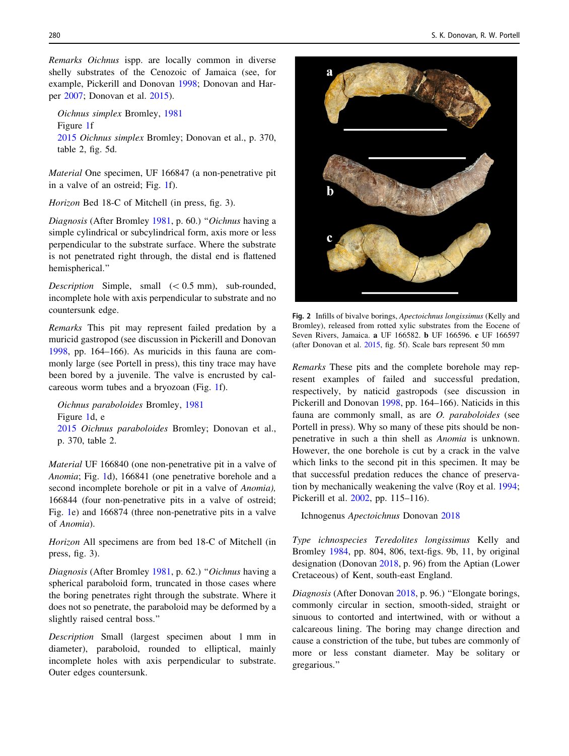*Remarks* *Oichnus* ispp. are locally common in diverse shelly substrates of the Cenozoic of Jamaica (see, for example, Pickerill and Donovan 1998; Donovan and Harper 2007; Donovan et al. 2015).

*Oichnus simplex* Bromley, 1981
Figure 1f
2015 *Oichnus simplex* Bromley; Donovan et al., p. 370, table 2, fig. 5d.

*Material* One specimen, UF 166847 (a non-penetrative pit in a valve of an ostreid; Fig. 1f).

*Horizon* Bed 18-C of Mitchell (in press, fig. 3).

*Diagnosis* (After Bromley 1981, p. 60.) "*Oichnus* having a simple cylindrical or subcylindrical form, axis more or less perpendicular to the substrate surface. Where the substrate is not penetrated right through, the distal end is flattened hemispherical."

*Description* Simple, small (< 0.5 mm), sub-rounded, incomplete hole with axis perpendicular to substrate and no countersunk edge.

*Remarks* This pit may represent failed predation by a muricid gastropod (see discussion in Pickerill and Donovan 1998, pp. 164–166). As muricids in this fauna are commonly large (see Portell in press), this tiny trace may have been bored by a juvenile. The valve is encrusted by calcareous worm tubes and a bryozoan (Fig. 1f).

*Oichnus paraboloides* Bromley, 1981
Figure 1d, e
2015 *Oichnus paraboloides* Bromley; Donovan et al., p. 370, table 2.

*Material* UF 166840 (one non-penetrative pit in a valve of *Anomia*; Fig. 1d), 166841 (one penetrative borehole and a second incomplete borehole or pit in a valve of *Anomia),* 166844 (four non-penetrative pits in a valve of ostreid; Fig. 1e) and 166874 (three non-penetrative pits in a valve of *Anomia*).

*Horizon* All specimens are from bed 18-C of Mitchell (in press, fig. 3).

*Diagnosis* (After Bromley 1981, p. 62.) "*Oichnus* having a spherical paraboloid form, truncated in those cases where the boring penetrates right through the substrate. Where it does not so penetrate, the paraboloid may be deformed by a slightly raised central boss."

*Description* Small (largest specimen about 1 mm in diameter), paraboloid, rounded to elliptical, mainly incomplete holes with axis perpendicular to substrate. Outer edges countersunk.

**Fig. 2** Infills of bivalve borings, *Apectoichnus longissimus* (Kelly and Bromley), released from rotted xylic substrates from the Eocene of Seven Rivers, Jamaica. **a** UF 166582. **b** UF 166596. **c** UF 166597 (after Donovan et al. 2015, fig. 5f). Scale bars represent 50 mm

*Remarks* These pits and the complete borehole may represent examples of failed and successful predation, respectively, by naticid gastropods (see discussion in Pickerill and Donovan 1998, pp. 164–166). Naticids in this fauna are commonly small, as are *O. paraboloides* (see Portell in press). Why so many of these pits should be non-penetrative in such a thin shell as *Anomia* is unknown. However, the one borehole is cut by a crack in the valve which links to the second pit in this specimen. It may be that successful predation reduces the chance of preservation by mechanically weakening the valve (Roy et al. 1994; Pickerill et al. 2002, pp. 115–116).

Ichnogenus *Apectoichnus* Donovan 2018

*Type ichnospecies Teredolites longissimus* Kelly and Bromley 1984, pp. 804, 806, text-figs. 9b, 11, by original designation (Donovan 2018, p. 96) from the Aptian (Lower Cretaceous) of Kent, south-east England.

*Diagnosis* (After Donovan 2018, p. 96.) "Elongate borings, commonly circular in section, smooth-sided, straight or sinuous to contorted and intertwined, with or without a calcareous lining. The boring may change direction and cause a constriction of the tube, but tubes are commonly of more or less constant diameter. May be solitary or gregarious."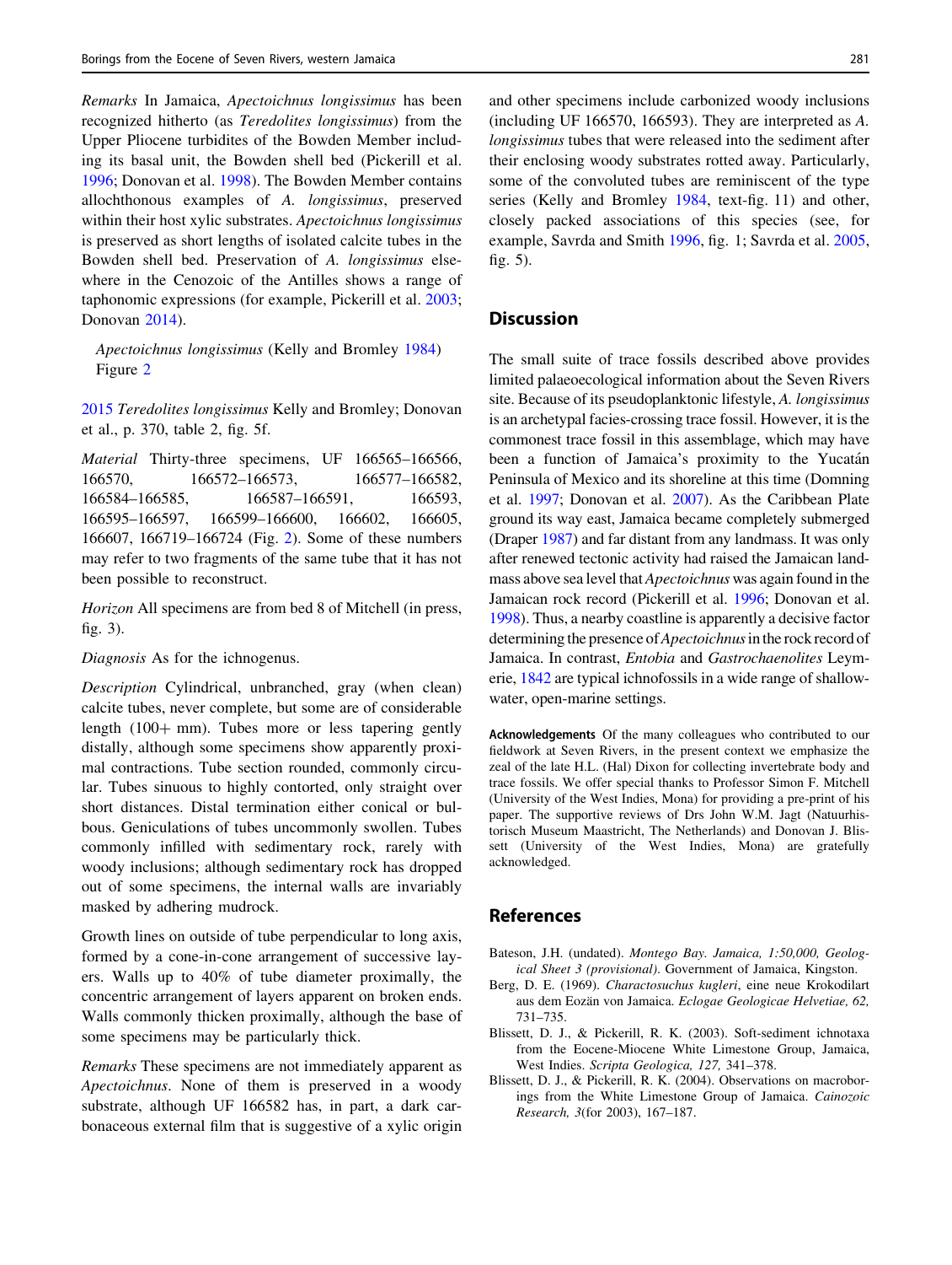*Remarks* In Jamaica, *Apectoichnus longissimus* has been recognized hitherto (as *Teredolites longissimus*) from the Upper Pliocene turbidites of the Bowden Member including its basal unit, the Bowden shell bed (Pickerill et al. 1996; Donovan et al. 1998). The Bowden Member contains allochthonous examples of *A. longissimus*, preserved within their host xylic substrates. *Apectoichnus longissimus* is preserved as short lengths of isolated calcite tubes in the Bowden shell bed. Preservation of *A. longissimus* elsewhere in the Cenozoic of the Antilles shows a range of taphonomic expressions (for example, Pickerill et al. 2003; Donovan 2014).

*Apectoichnus longissimus* (Kelly and Bromley 1984)
Figure 2

2015 *Teredolites longissimus* Kelly and Bromley; Donovan et al., p. 370, table 2, fig. 5f.

*Material* Thirty-three specimens, UF 166565–166566, 166570, 166572–166573, 166577–166582, 166584–166585, 166587–166591, 166593, 166595–166597, 166599–166600, 166602, 166605, 166607, 166719–166724 (Fig. 2). Some of these numbers may refer to two fragments of the same tube that it has not been possible to reconstruct.

*Horizon* All specimens are from bed 8 of Mitchell (in press, fig. 3).

*Diagnosis* As for the ichnogenus.

*Description* Cylindrical, unbranched, gray (when clean) calcite tubes, never complete, but some are of considerable length (100+ mm). Tubes more or less tapering gently distally, although some specimens show apparently proximal contractions. Tube section rounded, commonly circular. Tubes sinuous to highly contorted, only straight over short distances. Distal termination either conical or bulbous. Geniculations of tubes uncommonly swollen. Tubes commonly infilled with sedimentary rock, rarely with woody inclusions; although sedimentary rock has dropped out of some specimens, the internal walls are invariably masked by adhering mudrock.

Growth lines on outside of tube perpendicular to long axis, formed by a cone-in-cone arrangement of successive layers. Walls up to 40% of tube diameter proximally, the concentric arrangement of layers apparent on broken ends. Walls commonly thicken proximally, although the base of some specimens may be particularly thick.

*Remarks* These specimens are not immediately apparent as *Apectoichnus*. None of them is preserved in a woody substrate, although UF 166582 has, in part, a dark carbonaceous external film that is suggestive of a xylic origin and other specimens include carbonized woody inclusions (including UF 166570, 166593). They are interpreted as *A. longissimus* tubes that were released into the sediment after their enclosing woody substrates rotted away. Particularly, some of the convoluted tubes are reminiscent of the type series (Kelly and Bromley 1984, text-fig. 11) and other, closely packed associations of this species (see, for example, Savrda and Smith 1996, fig. 1; Savrda et al. 2005, fig. 5).

## Discussion

The small suite of trace fossils described above provides limited palaeoecological information about the Seven Rivers site. Because of its pseudoplanktonic lifestyle, *A. longissimus* is an archetypal facies-crossing trace fossil. However, it is the commonest trace fossil in this assemblage, which may have been a function of Jamaica's proximity to the Yucatán Peninsula of Mexico and its shoreline at this time (Domning et al. 1997; Donovan et al. 2007). As the Caribbean Plate ground its way east, Jamaica became completely submerged (Draper 1987) and far distant from any landmass. It was only after renewed tectonic activity had raised the Jamaican landmass above sea level that *Apectoichnus* was again found in the Jamaican rock record (Pickerill et al. 1996; Donovan et al. 1998). Thus, a nearby coastline is apparently a decisive factor determining the presence of *Apectoichnus* in the rock record of Jamaica. In contrast, *Entobia* and *Gastrochaenolites* Leymerie, 1842 are typical ichnofossils in a wide range of shallow-water, open-marine settings.

**Acknowledgements** Of the many colleagues who contributed to our fieldwork at Seven Rivers, in the present context we emphasize the zeal of the late H.L. (Hal) Dixon for collecting invertebrate body and trace fossils. We offer special thanks to Professor Simon F. Mitchell (University of the West Indies, Mona) for providing a pre-print of his paper. The supportive reviews of Drs John W.M. Jagt (Natuurhistorisch Museum Maastricht, The Netherlands) and Donovan J. Blissett (University of the West Indies, Mona) are gratefully acknowledged.

## References

Bateson, J.H. (undated). *Montego Bay. Jamaica, 1:50,000, Geological Sheet 3 (provisional)*. Government of Jamaica, Kingston.

Berg, D. E. (1969). *Charactosuchus kugleri*, eine neue Krokodilart aus dem Eozän von Jamaica. *Eclogae Geologicae Helvetiae, 62*, 731–735.

Blissett, D. J., & Pickerill, R. K. (2003). Soft-sediment ichnotaxa from the Eocene-Miocene White Limestone Group, Jamaica, West Indies. *Scripta Geologica, 127*, 341–378.

Blissett, D. J., & Pickerill, R. K. (2004). Observations on macroborings from the White Limestone Group of Jamaica. *Cainozoic Research, 3*(for 2003), 167–187.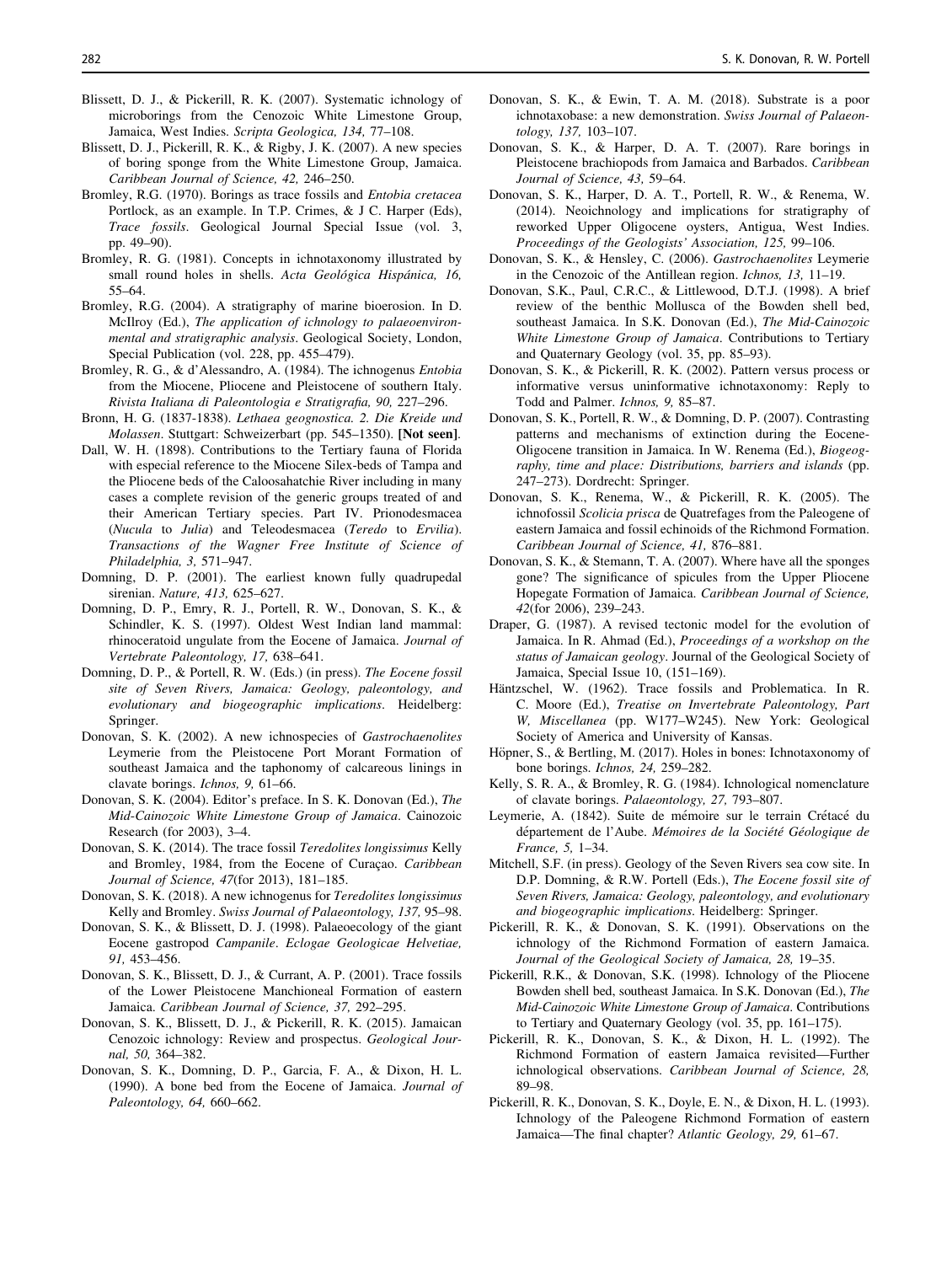Blissett, D. J., & Pickerill, R. K. (2007). Systematic ichnology of microborings from the Cenozoic White Limestone Group, Jamaica, West Indies. *Scripta Geologica, 134,* 77–108.

Blissett, D. J., Pickerill, R. K., & Rigby, J. K. (2007). A new species of boring sponge from the White Limestone Group, Jamaica. *Caribbean Journal of Science, 42,* 246–250.

Bromley, R.G. (1970). Borings as trace fossils and *Entobia cretacea* Portlock, as an example. In T.P. Crimes, & J C. Harper (Eds), *Trace fossils*. Geological Journal Special Issue (vol. 3, pp. 49–90).

Bromley, R. G. (1981). Concepts in ichnotaxonomy illustrated by small round holes in shells. *Acta Geológica Hispánica, 16,* 55–64.

Bromley, R.G. (2004). A stratigraphy of marine bioerosion. In D. McIlroy (Ed.), *The application of ichnology to palaeoenvironmental and stratigraphic analysis*. Geological Society, London, Special Publication (vol. 228, pp. 455–479).

Bromley, R. G., & d'Alessandro, A. (1984). The ichnogenus *Entobia* from the Miocene, Pliocene and Pleistocene of southern Italy. *Rivista Italiana di Paleontologia e Stratigrafia, 90,* 227–296.

Bronn, H. G. (1837-1838). *Lethaea geognostica. 2. Die Kreide und Molassen*. Stuttgart: Schweizerbart (pp. 545–1350). **[Not seen]**.

Dall, W. H. (1898). Contributions to the Tertiary fauna of Florida with especial reference to the Miocene Silex-beds of Tampa and the Pliocene beds of the Caloosahatchie River including in many cases a complete revision of the generic groups treated of and their American Tertiary species. Part IV. Prionodesmacea (*Nucula* to *Julia*) and Teleodesmacea (*Teredo* to *Ervilia*). *Transactions of the Wagner Free Institute of Science of Philadelphia, 3,* 571–947.

Domning, D. P. (2001). The earliest known fully quadrupedal sirenian. *Nature, 413,* 625–627.

Domning, D. P., Emry, R. J., Portell, R. W., Donovan, S. K., & Schindler, K. S. (1997). Oldest West Indian land mammal: rhinoceratoid ungulate from the Eocene of Jamaica. *Journal of Vertebrate Paleontology, 17,* 638–641.

Domning, D. P., & Portell, R. W. (Eds.) (in press). *The Eocene fossil site of Seven Rivers, Jamaica: Geology, paleontology, and evolutionary and biogeographic implications*. Heidelberg: Springer.

Donovan, S. K. (2002). A new ichnospecies of *Gastrochaenolites* Leymerie from the Pleistocene Port Morant Formation of southeast Jamaica and the taphonomy of calcareous linings in clavate borings. *Ichnos, 9,* 61–66.

Donovan, S. K. (2004). Editor's preface. In S. K. Donovan (Ed.), *The Mid-Cainozoic White Limestone Group of Jamaica*. Cainozoic Research (for 2003), 3–4.

Donovan, S. K. (2014). The trace fossil *Teredolites longissimus* Kelly and Bromley, 1984, from the Eocene of Curaçao. *Caribbean Journal of Science, 47*(for 2013), 181–185.

Donovan, S. K. (2018). A new ichnogenus for *Teredolites longissimus* Kelly and Bromley. *Swiss Journal of Palaeontology, 137,* 95–98.

Donovan, S. K., & Blissett, D. J. (1998). Palaeoecology of the giant Eocene gastropod *Campanile*. *Eclogae Geologicae Helvetiae, 91,* 453–456.

Donovan, S. K., Blissett, D. J., & Currant, A. P. (2001). Trace fossils of the Lower Pleistocene Manchioneal Formation of eastern Jamaica. *Caribbean Journal of Science, 37,* 292–295.

Donovan, S. K., Blissett, D. J., & Pickerill, R. K. (2015). Jamaican Cenozoic ichnology: Review and prospectus. *Geological Journal, 50,* 364–382.

Donovan, S. K., Domning, D. P., Garcia, F. A., & Dixon, H. L. (1990). A bone bed from the Eocene of Jamaica. *Journal of Paleontology, 64,* 660–662.

Donovan, S. K., & Ewin, T. A. M. (2018). Substrate is a poor ichnotaxobase: a new demonstration. *Swiss Journal of Palaeontology, 137,* 103–107.

Donovan, S. K., & Harper, D. A. T. (2007). Rare borings in Pleistocene brachiopods from Jamaica and Barbados. *Caribbean Journal of Science, 43,* 59–64.

Donovan, S. K., Harper, D. A. T., Portell, R. W., & Renema, W. (2014). Neoichnology and implications for stratigraphy of reworked Upper Oligocene oysters, Antigua, West Indies. *Proceedings of the Geologists' Association, 125,* 99–106.

Donovan, S. K., & Hensley, C. (2006). *Gastrochaenolites* Leymerie in the Cenozoic of the Antillean region. *Ichnos, 13,* 11–19.

Donovan, S.K., Paul, C.R.C., & Littlewood, D.T.J. (1998). A brief review of the benthic Mollusca of the Bowden shell bed, southeast Jamaica. In S.K. Donovan (Ed.), *The Mid-Cainozoic White Limestone Group of Jamaica*. Contributions to Tertiary and Quaternary Geology (vol. 35, pp. 85–93).

Donovan, S. K., & Pickerill, R. K. (2002). Pattern versus process or informative versus uninformative ichnotaxonomy: Reply to Todd and Palmer. *Ichnos, 9,* 85–87.

Donovan, S. K., Portell, R. W., & Domning, D. P. (2007). Contrasting patterns and mechanisms of extinction during the Eocene-Oligocene transition in Jamaica. In W. Renema (Ed.), *Biogeography, time and place: Distributions, barriers and islands* (pp. 247–273). Dordrecht: Springer.

Donovan, S. K., Renema, W., & Pickerill, R. K. (2005). The ichnofossil *Scolicia prisca* de Quatrefages from the Paleogene of eastern Jamaica and fossil echinoids of the Richmond Formation. *Caribbean Journal of Science, 41,* 876–881.

Donovan, S. K., & Stemann, T. A. (2007). Where have all the sponges gone? The significance of spicules from the Upper Pliocene Hopegate Formation of Jamaica. *Caribbean Journal of Science, 42*(for 2006), 239–243.

Draper, G. (1987). A revised tectonic model for the evolution of Jamaica. In R. Ahmad (Ed.), *Proceedings of a workshop on the status of Jamaican geology*. Journal of the Geological Society of Jamaica, Special Issue 10, (151–169).

Häntzschel, W. (1962). Trace fossils and Problematica. In R. C. Moore (Ed.), *Treatise on Invertebrate Paleontology, Part W, Miscellanea* (pp. W177–W245). New York: Geological Society of America and University of Kansas.

Höpner, S., & Bertling, M. (2017). Holes in bones: Ichnotaxonomy of bone borings. *Ichnos, 24,* 259–282.

Kelly, S. R. A., & Bromley, R. G. (1984). Ichnological nomenclature of clavate borings. *Palaeontology, 27,* 793–807.

Leymerie, A. (1842). Suite de mémoire sur le terrain Crétacé du département de l'Aube. *Mémoires de la Société Géologique de France, 5,* 1–34.

Mitchell, S.F. (in press). Geology of the Seven Rivers sea cow site. In D.P. Domning, & R.W. Portell (Eds.), *The Eocene fossil site of Seven Rivers, Jamaica: Geology, paleontology, and evolutionary and biogeographic implications*. Heidelberg: Springer.

Pickerill, R. K., & Donovan, S. K. (1991). Observations on the ichnology of the Richmond Formation of eastern Jamaica. *Journal of the Geological Society of Jamaica, 28,* 19–35.

Pickerill, R.K., & Donovan, S.K. (1998). Ichnology of the Pliocene Bowden shell bed, southeast Jamaica. In S.K. Donovan (Ed.), *The Mid-Cainozoic White Limestone Group of Jamaica*. Contributions to Tertiary and Quaternary Geology (vol. 35, pp. 161–175).

Pickerill, R. K., Donovan, S. K., & Dixon, H. L. (1992). The Richmond Formation of eastern Jamaica revisited—Further ichnological observations. *Caribbean Journal of Science, 28,* 89–98.

Pickerill, R. K., Donovan, S. K., Doyle, E. N., & Dixon, H. L. (1993). Ichnology of the Paleogene Richmond Formation of eastern Jamaica—The final chapter? *Atlantic Geology, 29,* 61–67.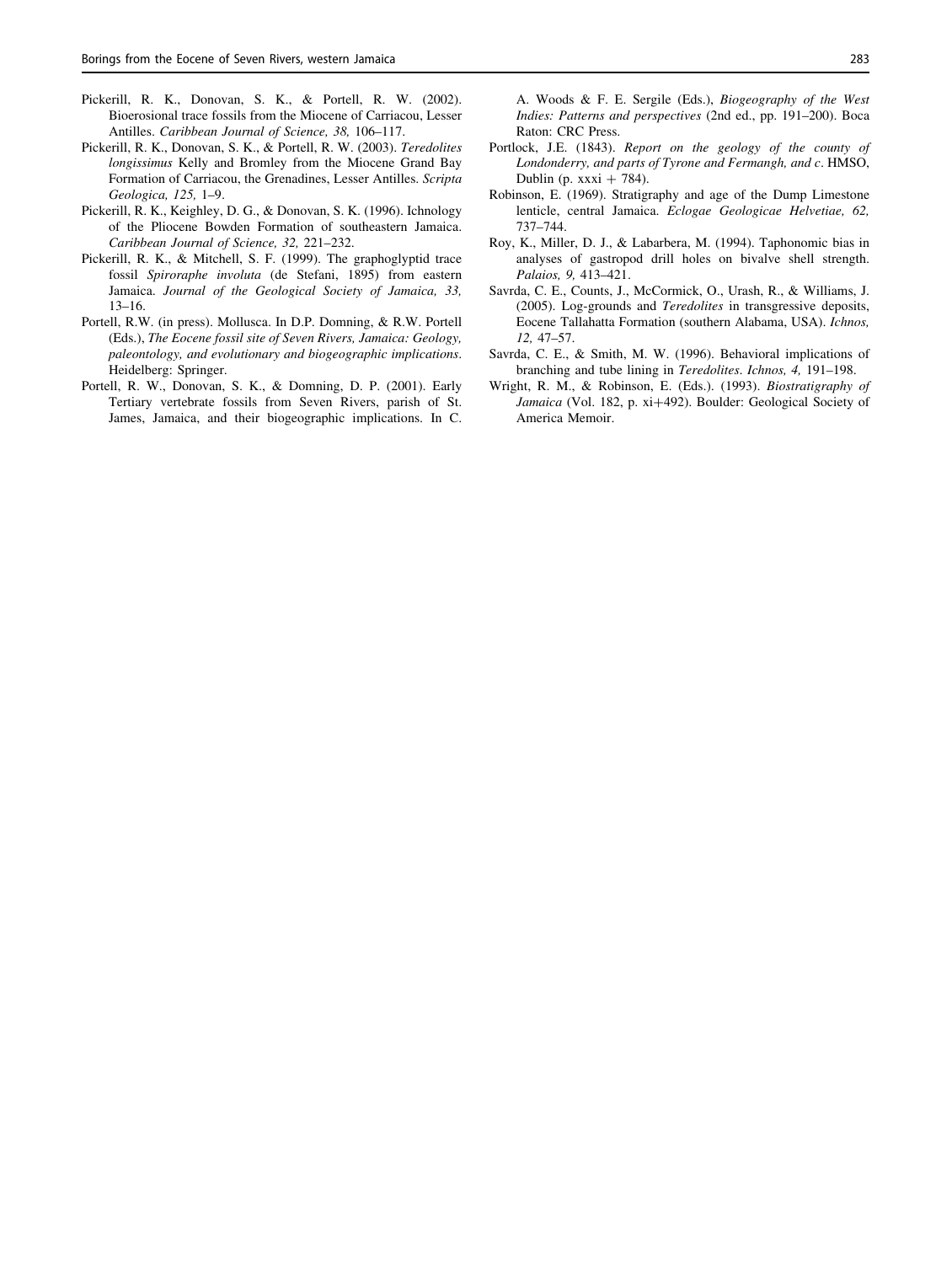Pickerill, R. K., Donovan, S. K., & Portell, R. W. (2002). Bioerosional trace fossils from the Miocene of Carriacou, Lesser Antilles. *Caribbean Journal of Science, 38,* 106–117.

Pickerill, R. K., Donovan, S. K., & Portell, R. W. (2003). *Teredolites longissimus* Kelly and Bromley from the Miocene Grand Bay Formation of Carriacou, the Grenadines, Lesser Antilles. *Scripta Geologica, 125,* 1–9.

Pickerill, R. K., Keighley, D. G., & Donovan, S. K. (1996). Ichnology of the Pliocene Bowden Formation of southeastern Jamaica. *Caribbean Journal of Science, 32,* 221–232.

Pickerill, R. K., & Mitchell, S. F. (1999). The graphoglyptid trace fossil *Spiroraphe involuta* (de Stefani, 1895) from eastern Jamaica. *Journal of the Geological Society of Jamaica, 33,* 13–16.

Portell, R.W. (in press). Mollusca. In D.P. Domning, & R.W. Portell (Eds.), *The Eocene fossil site of Seven Rivers, Jamaica: Geology, paleontology, and evolutionary and biogeographic implications*. Heidelberg: Springer.

Portell, R. W., Donovan, S. K., & Domning, D. P. (2001). Early Tertiary vertebrate fossils from Seven Rivers, parish of St. James, Jamaica, and their biogeographic implications. In C. A. Woods & F. E. Sergile (Eds.), *Biogeography of the West Indies: Patterns and perspectives* (2nd ed., pp. 191–200). Boca Raton: CRC Press.

Portlock, J.E. (1843). *Report on the geology of the county of Londonderry, and parts of Tyrone and Fermangh, and c*. HMSO, Dublin (p. xxxi + 784).

Robinson, E. (1969). Stratigraphy and age of the Dump Limestone lenticle, central Jamaica. *Eclogae Geologicae Helvetiae, 62,* 737–744.

Roy, K., Miller, D. J., & Labarbera, M. (1994). Taphonomic bias in analyses of gastropod drill holes on bivalve shell strength. *Palaios, 9,* 413–421.

Savrda, C. E., Counts, J., McCormick, O., Urash, R., & Williams, J. (2005). Log-grounds and *Teredolites* in transgressive deposits, Eocene Tallahatta Formation (southern Alabama, USA). *Ichnos, 12,* 47–57.

Savrda, C. E., & Smith, M. W. (1996). Behavioral implications of branching and tube lining in *Teredolites*. *Ichnos, 4,* 191–198.

Wright, R. M., & Robinson, E. (Eds.). (1993). *Biostratigraphy of Jamaica* (Vol. 182, p. xi+492). Boulder: Geological Society of America Memoir.